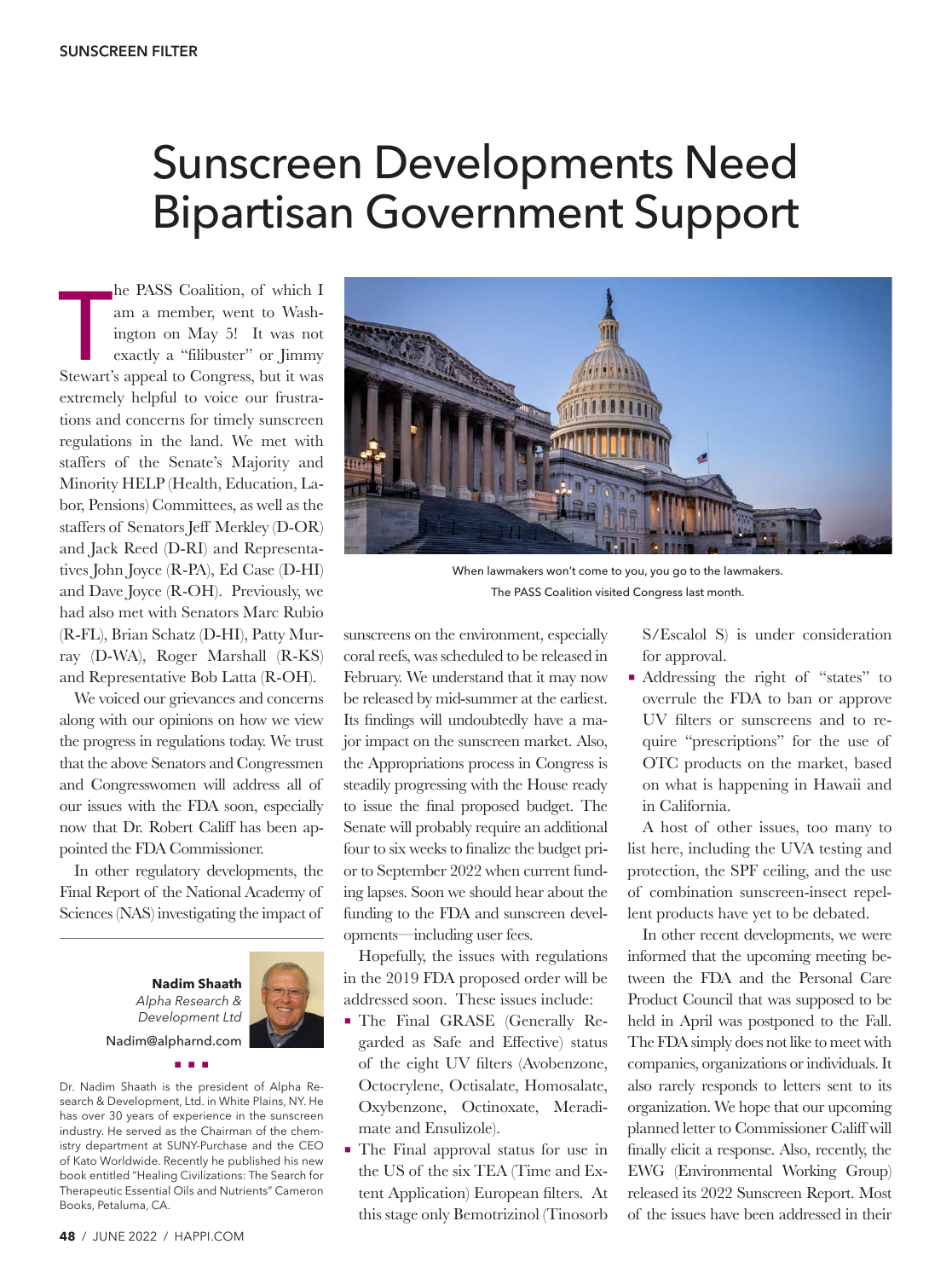# Sunscreen Developments Need Bipartisan Government Support

The PASS Coalition, of which I am a member, went to Washington on May 5! It was not exactly a "filibuster" or Jimmy Stewart's appeal to Congress, but it was extremely helpful to voice our frustrations and concerns for timely sunscreen regulations in the land. We met with staffers of the Senate's Majority and Minority HELP (Health, Education, Labor, Pensions) Committees, as well as the staffers of Senators Jeff Merkley (D-OR) and Jack Reed (D-RI) and Representatives John Joyce (R-PA), Ed Case (D-HI) and Dave Joyce (R-OH). Previously, we had also met with Senators Marc Rubio (R-FL), Brian Schatz (D-HI), Patty Murray (D-WA), Roger Marshall (R-KS) and Representative Bob Latta (R-OH).

We voiced our grievances and concerns along with our opinions on how we view the progress in regulations today. We trust that the above Senators and Congressmen and Congresswomen will address all of our issues with the FDA soon, especially now that Dr. Robert Califf has been appointed the FDA Commissioner.

In other regulatory developments, the Final Report of the National Academy of Sciences (NAS) investigating the impact of sunscreens on the environment, especially coral reefs, was scheduled to be released in February. We understand that it may now be released by mid-summer at the earliest. Its findings will undoubtedly have a major impact on the sunscreen market. Also, the Appropriations process in Congress is steadily progressing with the House ready to issue the final proposed budget. The Senate will probably require an additional four to six weeks to finalize the budget prior to September 2022 when current funding lapses. Soon we should hear about the funding to the FDA and sunscreen developments—including user fees.

When lawmakers won't come to you, you go to the lawmakers. The PASS Coalition visited Congress last month.

Hopefully, the issues with regulations in the 2019 FDA proposed order will be addressed soon. These issues include:

- The Final GRASE (Generally Regarded as Safe and Effective) status of the eight UV filters (Avobenzone, Octocrylene, Octisalate, Homosalate, Oxybenzone, Octinoxate, Meradimate and Ensulizole).
- The Final approval status for use in the US of the six TEA (Time and Extent Application) European filters. At this stage only Bemotrizinol (Tinosorb S/Escalol S) is under consideration for approval.
- Addressing the right of "states" to overrule the FDA to ban or approve UV filters or sunscreens and to require "prescriptions" for the use of OTC products on the market, based on what is happening in Hawaii and in California.

A host of other issues, too many to list here, including the UVA testing and protection, the SPF ceiling, and the use of combination sunscreen-insect repellent products have yet to be debated.

In other recent developments, we were informed that the upcoming meeting between the FDA and the Personal Care Product Council that was supposed to be held in April was postponed to the Fall. The FDA simply does not like to meet with companies, organizations or individuals. It also rarely responds to letters sent to its organization. We hope that our upcoming planned letter to Commissioner Califf will finally elicit a response. Also, recently, the EWG (Environmental Working Group) released its 2022 Sunscreen Report. Most of the issues have been addressed in their

---

**Nadim Shaath**
*Alpha Research & Development Ltd*
Nadim@alpharnd.com

Dr. Nadim Shaath is the president of Alpha Research & Development, Ltd. in White Plains, NY. He has over 30 years of experience in the sunscreen industry. He served as the Chairman of the chemistry department at SUNY-Purchase and the CEO of Kato Worldwide. Recently he published his new book entitled "Healing Civilizations: The Search for Therapeutic Essential Oils and Nutrients" Cameron Books, Petaluma, CA.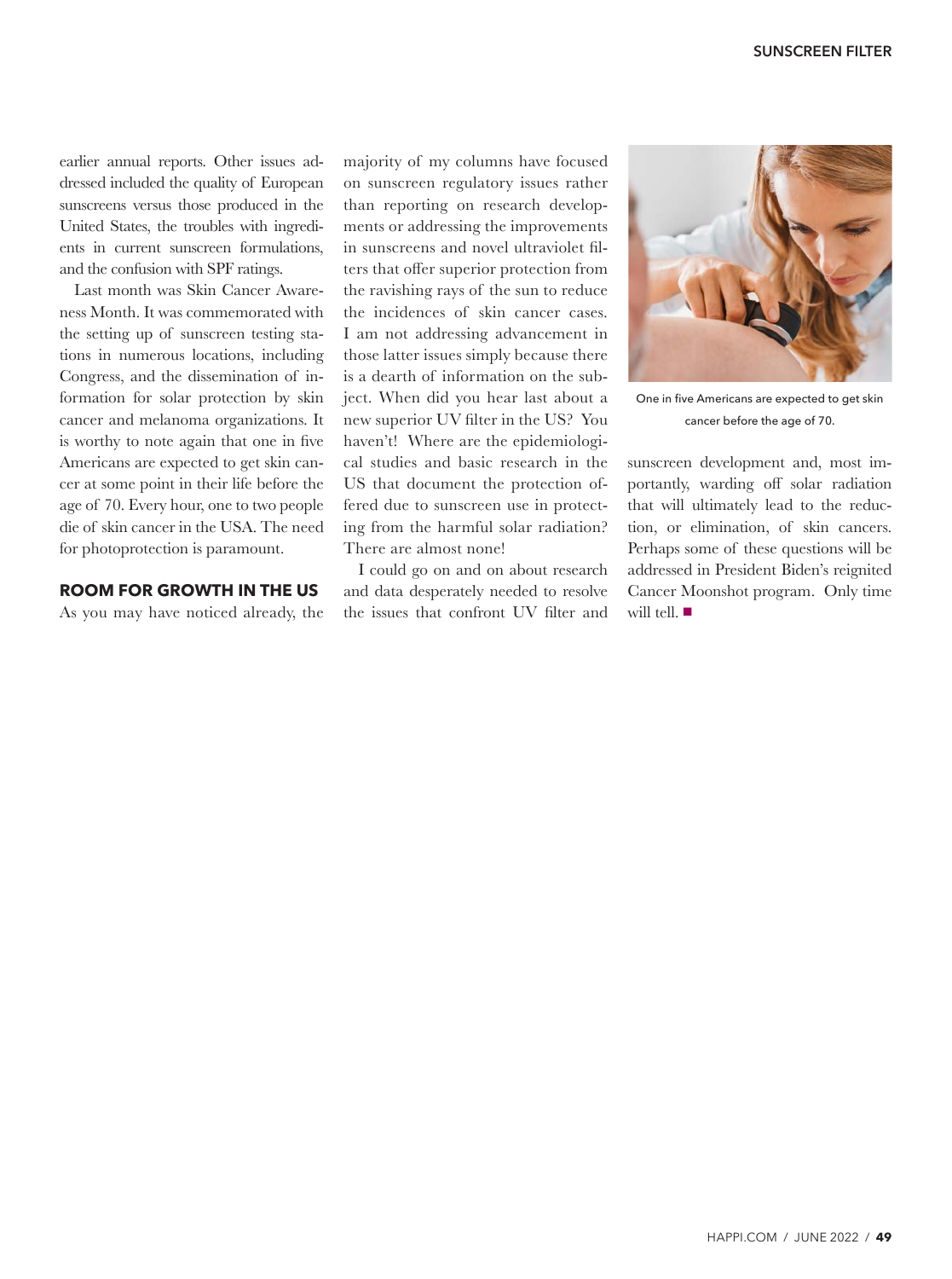earlier annual reports. Other issues addressed included the quality of European sunscreens versus those produced in the United States, the troubles with ingredients in current sunscreen formulations, and the confusion with SPF ratings.

Last month was Skin Cancer Awareness Month. It was commemorated with the setting up of sunscreen testing stations in numerous locations, including Congress, and the dissemination of information for solar protection by skin cancer and melanoma organizations. It is worthy to note again that one in five Americans are expected to get skin cancer at some point in their life before the age of 70. Every hour, one to two people die of skin cancer in the USA. The need for photoprotection is paramount.

## ROOM FOR GROWTH IN THE US

As you may have noticed already, the majority of my columns have focused on sunscreen regulatory issues rather than reporting on research developments or addressing the improvements in sunscreens and novel ultraviolet filters that offer superior protection from the ravishing rays of the sun to reduce the incidences of skin cancer cases. I am not addressing advancement in those latter issues simply because there is a dearth of information on the subject. When did you hear last about a new superior UV filter in the US? You haven't! Where are the epidemiological studies and basic research in the US that document the protection offered due to sunscreen use in protecting from the harmful solar radiation? There are almost none!

I could go on and on about research and data desperately needed to resolve the issues that confront UV filter and sunscreen development and, most importantly, warding off solar radiation that will ultimately lead to the reduction, or elimination, of skin cancers. Perhaps some of these questions will be addressed in President Biden's reignited Cancer Moonshot program. Only time will tell. ■

One in five Americans are expected to get skin cancer before the age of 70.